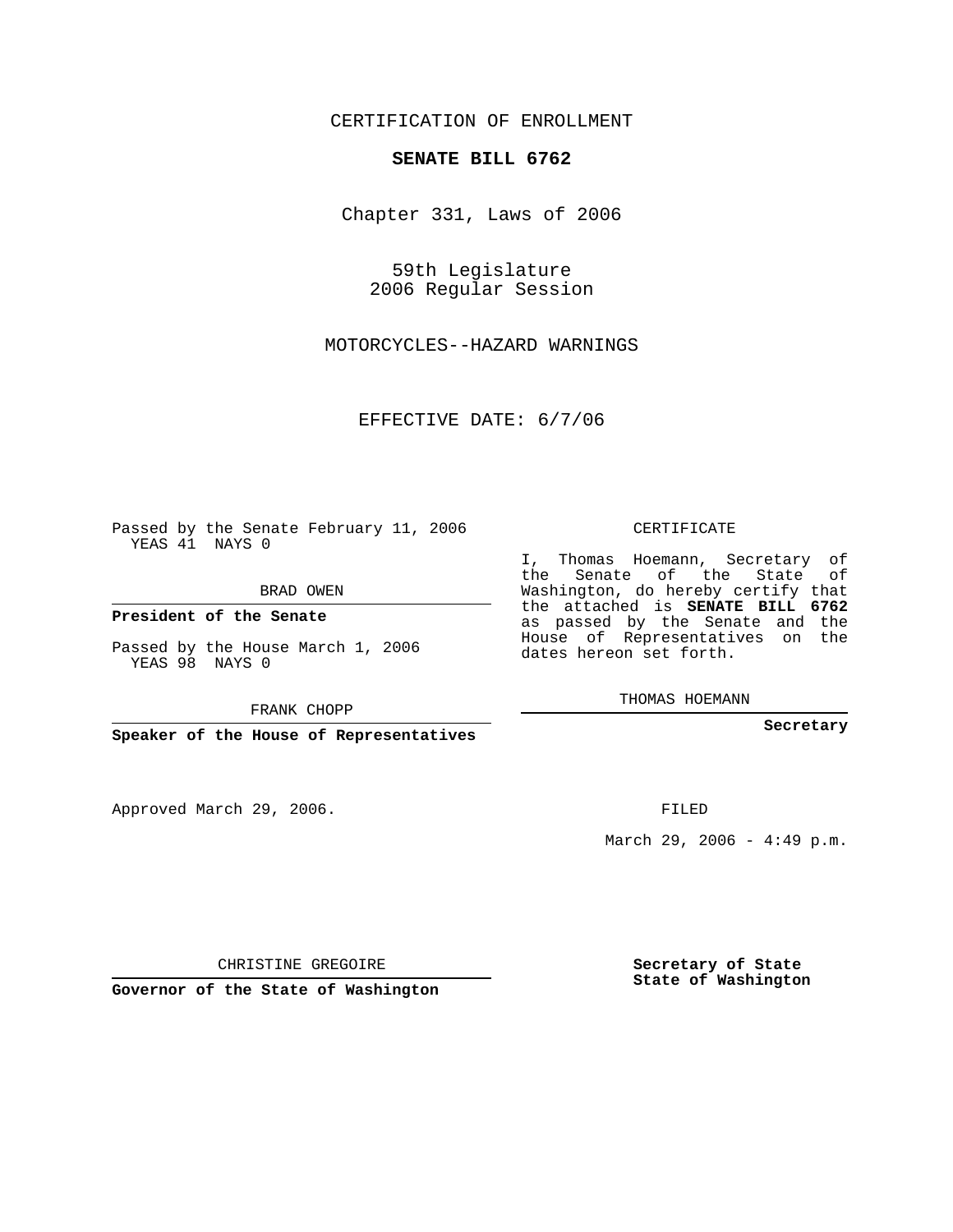CERTIFICATION OF ENROLLMENT

**SENATE BILL 6762**

Chapter 331, Laws of 2006

59th Legislature
2006 Regular Session

MOTORCYCLES--HAZARD WARNINGS

EFFECTIVE DATE: 6/7/06

Passed by the Senate February 11, 2006
YEAS 41 NAYS 0

BRAD OWEN

**President of the Senate**

Passed by the House March 1, 2006
YEAS 98 NAYS 0

FRANK CHOPP

**Speaker of the House of Representatives**

CERTIFICATE

I, Thomas Hoemann, Secretary of the Senate of the State of Washington, do hereby certify that the attached is **SENATE BILL 6762** as passed by the Senate and the House of Representatives on the dates hereon set forth.

THOMAS HOEMANN

**Secretary**

Approved March 29, 2006.

FILED

March 29, 2006 - 4:49 p.m.

CHRISTINE GREGOIRE

**Governor of the State of Washington**

**Secretary of State**
**State of Washington**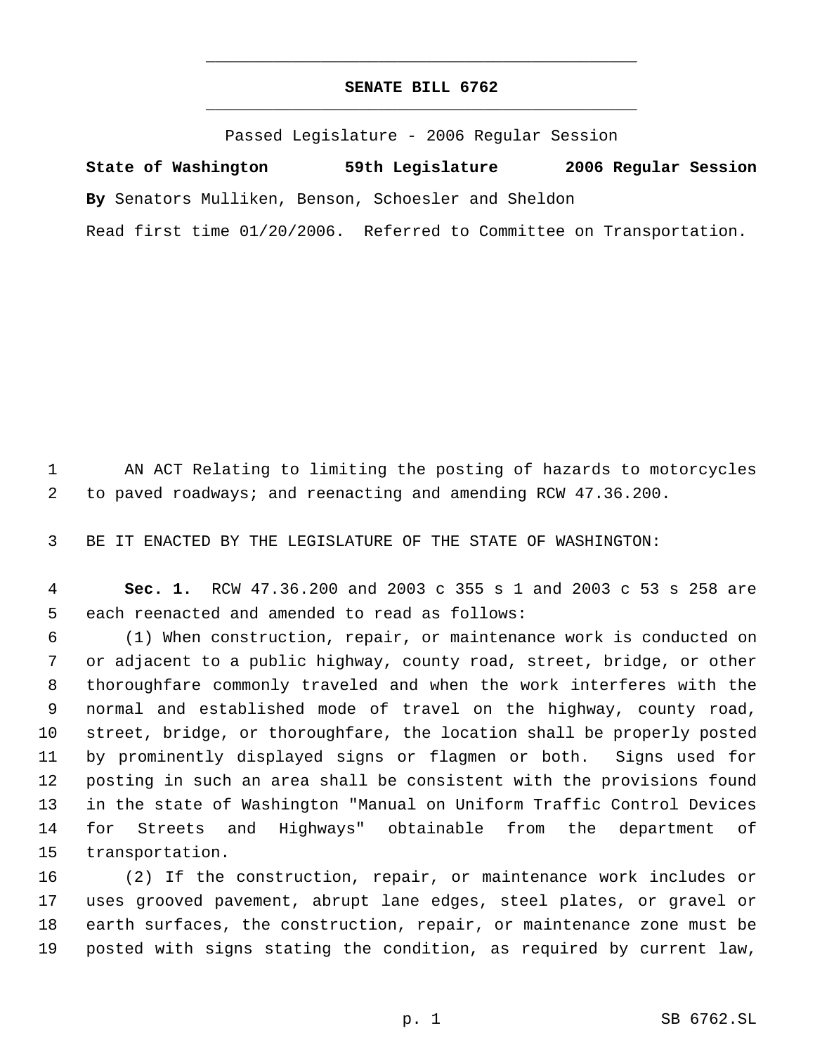# SENATE BILL 6762

Passed Legislature - 2006 Regular Session

**State of Washington 59th Legislature 2006 Regular Session**

**By** Senators Mulliken, Benson, Schoesler and Sheldon

Read first time 01/20/2006. Referred to Committee on Transportation.

AN ACT Relating to limiting the posting of hazards to motorcycles to paved roadways; and reenacting and amending RCW 47.36.200.

BE IT ENACTED BY THE LEGISLATURE OF THE STATE OF WASHINGTON:

**Sec. 1.** RCW 47.36.200 and 2003 c 355 s 1 and 2003 c 53 s 258 are each reenacted and amended to read as follows:

(1) When construction, repair, or maintenance work is conducted on or adjacent to a public highway, county road, street, bridge, or other thoroughfare commonly traveled and when the work interferes with the normal and established mode of travel on the highway, county road, street, bridge, or thoroughfare, the location shall be properly posted by prominently displayed signs or flagmen or both. Signs used for posting in such an area shall be consistent with the provisions found in the state of Washington "Manual on Uniform Traffic Control Devices for Streets and Highways" obtainable from the department of transportation.

(2) If the construction, repair, or maintenance work includes or uses grooved pavement, abrupt lane edges, steel plates, or gravel or earth surfaces, the construction, repair, or maintenance zone must be posted with signs stating the condition, as required by current law,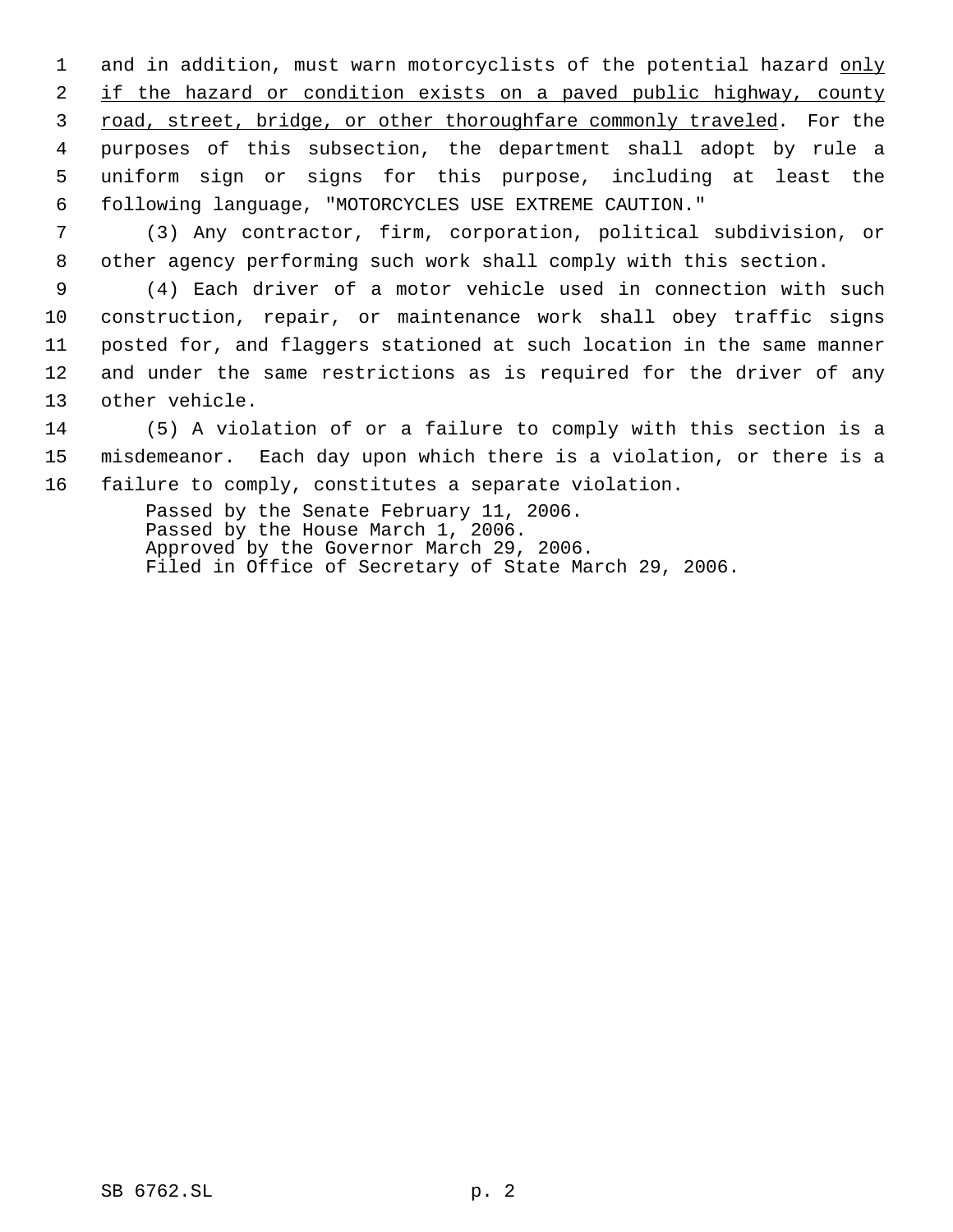and in addition, must warn motorcyclists of the potential hazard <u>only if the hazard or condition exists on a paved public highway, county road, street, bridge, or other thoroughfare commonly traveled</u>. For the purposes of this subsection, the department shall adopt by rule a uniform sign or signs for this purpose, including at least the following language, "MOTORCYCLES USE EXTREME CAUTION."

(3) Any contractor, firm, corporation, political subdivision, or other agency performing such work shall comply with this section.

(4) Each driver of a motor vehicle used in connection with such construction, repair, or maintenance work shall obey traffic signs posted for, and flaggers stationed at such location in the same manner and under the same restrictions as is required for the driver of any other vehicle.

(5) A violation of or a failure to comply with this section is a misdemeanor. Each day upon which there is a violation, or there is a failure to comply, constitutes a separate violation.

Passed by the Senate February 11, 2006.
Passed by the House March 1, 2006.
Approved by the Governor March 29, 2006.
Filed in Office of Secretary of State March 29, 2006.